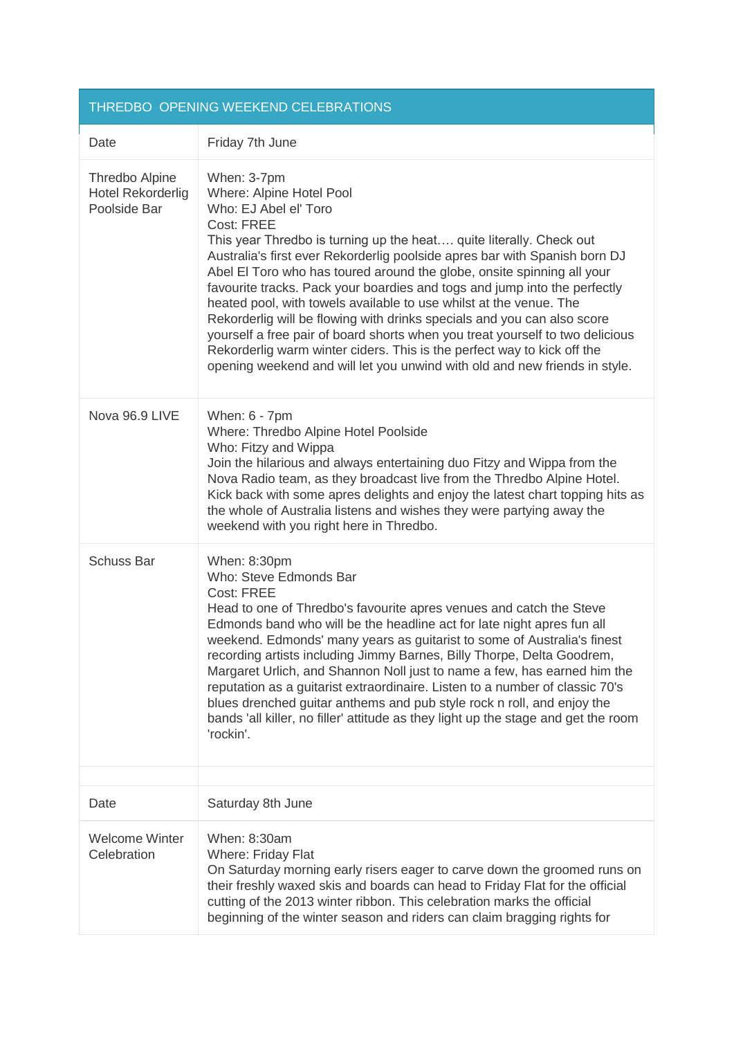| THREDBO OPENING WEEKEND CELEBRATIONS | |
|---|---|
| Date | Friday 7th June |
| Thredbo Alpine Hotel Rekorderlig Poolside Bar | When: 3-7pm<br>Where: Alpine Hotel Pool<br>Who: EJ Abel el' Toro<br>Cost: FREE<br>This year Thredbo is turning up the heat…. quite literally. Check out Australia's first ever Rekorderlig poolside apres bar with Spanish born DJ Abel El Toro who has toured around the globe, onsite spinning all your favourite tracks. Pack your boardies and togs and jump into the perfectly heated pool, with towels available to use whilst at the venue. The Rekorderlig will be flowing with drinks specials and you can also score yourself a free pair of board shorts when you treat yourself to two delicious Rekorderlig warm winter ciders. This is the perfect way to kick off the opening weekend and will let you unwind with old and new friends in style. |
| Nova 96.9 LIVE | When: 6 - 7pm<br>Where: Thredbo Alpine Hotel Poolside<br>Who: Fitzy and Wippa<br>Join the hilarious and always entertaining duo Fitzy and Wippa from the Nova Radio team, as they broadcast live from the Thredbo Alpine Hotel. Kick back with some apres delights and enjoy the latest chart topping hits as the whole of Australia listens and wishes they were partying away the weekend with you right here in Thredbo. |
| Schuss Bar | When: 8:30pm<br>Who: Steve Edmonds Bar<br>Cost: FREE<br>Head to one of Thredbo's favourite apres venues and catch the Steve Edmonds band who will be the headline act for late night apres fun all weekend. Edmonds' many years as guitarist to some of Australia's finest recording artists including Jimmy Barnes, Billy Thorpe, Delta Goodrem, Margaret Urlich, and Shannon Noll just to name a few, has earned him the reputation as a guitarist extraordinaire. Listen to a number of classic 70's blues drenched guitar anthems and pub style rock n roll, and enjoy the bands 'all killer, no filler' attitude as they light up the stage and get the room 'rockin'. |
| | |
| Date | Saturday 8th June |
| Welcome Winter Celebration | When: 8:30am<br>Where: Friday Flat<br>On Saturday morning early risers eager to carve down the groomed runs on their freshly waxed skis and boards can head to Friday Flat for the official cutting of the 2013 winter ribbon. This celebration marks the official beginning of the winter season and riders can claim bragging rights for |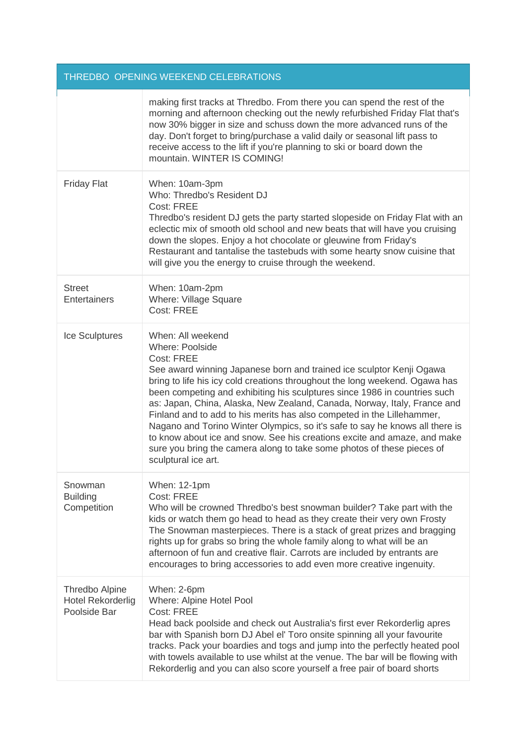| THREDBO  OPENING WEEKEND CELEBRATIONS | |
| --- | --- |
| | making first tracks at Thredbo. From there you can spend the rest of the morning and afternoon checking out the newly refurbished Friday Flat that's now 30% bigger in size and schuss down the more advanced runs of the day. Don't forget to bring/purchase a valid daily or seasonal lift pass to receive access to the lift if you're planning to ski or board down the mountain. WINTER IS COMING! |
| Friday Flat | When: 10am-3pm<br>Who: Thredbo's Resident DJ<br>Cost: FREE<br>Thredbo's resident DJ gets the party started slopeside on Friday Flat with an eclectic mix of smooth old school and new beats that will have you cruising down the slopes. Enjoy a hot chocolate or gleuwine from Friday's Restaurant and tantalise the tastebuds with some hearty snow cuisine that will give you the energy to cruise through the weekend. |
| Street Entertainers | When: 10am-2pm<br>Where: Village Square<br>Cost: FREE |
| Ice Sculptures | When: All weekend<br>Where: Poolside<br>Cost: FREE<br>See award winning Japanese born and trained ice sculptor Kenji Ogawa bring to life his icy cold creations throughout the long weekend. Ogawa has been competing and exhibiting his sculptures since 1986 in countries such as: Japan, China, Alaska, New Zealand, Canada, Norway, Italy, France and Finland and to add to his merits has also competed in the Lillehammer, Nagano and Torino Winter Olympics, so it's safe to say he knows all there is to know about ice and snow. See his creations excite and amaze, and make sure you bring the camera along to take some photos of these pieces of sculptural ice art. |
| Snowman Building Competition | When: 12-1pm<br>Cost: FREE<br>Who will be crowned Thredbo's best snowman builder? Take part with the kids or watch them go head to head as they create their very own Frosty The Snowman masterpieces. There is a stack of great prizes and bragging rights up for grabs so bring the whole family along to what will be an afternoon of fun and creative flair. Carrots are included by entrants are encourages to bring accessories to add even more creative ingenuity. |
| Thredbo Alpine Hotel Rekorderlig Poolside Bar | When: 2-6pm<br>Where: Alpine Hotel Pool<br>Cost: FREE<br>Head back poolside and check out Australia's first ever Rekorderlig apres bar with Spanish born DJ Abel el' Toro onsite spinning all your favourite tracks. Pack your boardies and togs and jump into the perfectly heated pool with towels available to use whilst at the venue. The bar will be flowing with Rekorderlig and you can also score yourself a free pair of board shorts |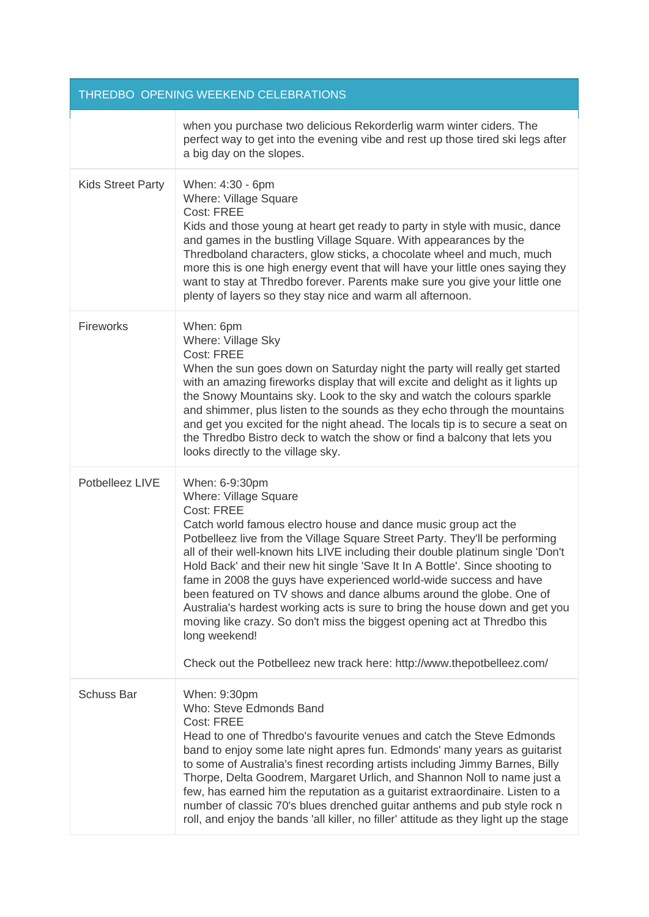| THREDBO OPENING WEEKEND CELEBRATIONS | |
|---|---|
| | when you purchase two delicious Rekorderlig warm winter ciders. The perfect way to get into the evening vibe and rest up those tired ski legs after a big day on the slopes. |
| Kids Street Party | When: 4:30 - 6pm<br>Where: Village Square<br>Cost: FREE<br>Kids and those young at heart get ready to party in style with music, dance and games in the bustling Village Square. With appearances by the Thredboland characters, glow sticks, a chocolate wheel and much, much more this is one high energy event that will have your little ones saying they want to stay at Thredbo forever. Parents make sure you give your little one plenty of layers so they stay nice and warm all afternoon. |
| Fireworks | When: 6pm<br>Where: Village Sky<br>Cost: FREE<br>When the sun goes down on Saturday night the party will really get started with an amazing fireworks display that will excite and delight as it lights up the Snowy Mountains sky. Look to the sky and watch the colours sparkle and shimmer, plus listen to the sounds as they echo through the mountains and get you excited for the night ahead. The locals tip is to secure a seat on the Thredbo Bistro deck to watch the show or find a balcony that lets you looks directly to the village sky. |
| Potbelleez LIVE | When: 6-9:30pm<br>Where: Village Square<br>Cost: FREE<br>Catch world famous electro house and dance music group act the Potbelleez live from the Village Square Street Party. They'll be performing all of their well-known hits LIVE including their double platinum single 'Don't Hold Back' and their new hit single 'Save It In A Bottle'. Since shooting to fame in 2008 the guys have experienced world-wide success and have been featured on TV shows and dance albums around the globe. One of Australia's hardest working acts is sure to bring the house down and get you moving like crazy. So don't miss the biggest opening act at Thredbo this long weekend!<br><br>Check out the Potbelleez new track here: http://www.thepotbelleez.com/ |
| Schuss Bar | When: 9:30pm<br>Who: Steve Edmonds Band<br>Cost: FREE<br>Head to one of Thredbo's favourite venues and catch the Steve Edmonds band to enjoy some late night apres fun. Edmonds' many years as guitarist to some of Australia's finest recording artists including Jimmy Barnes, Billy Thorpe, Delta Goodrem, Margaret Urlich, and Shannon Noll to name just a few, has earned him the reputation as a guitarist extraordinaire. Listen to a number of classic 70's blues drenched guitar anthems and pub style rock n roll, and enjoy the bands 'all killer, no filler' attitude as they light up the stage |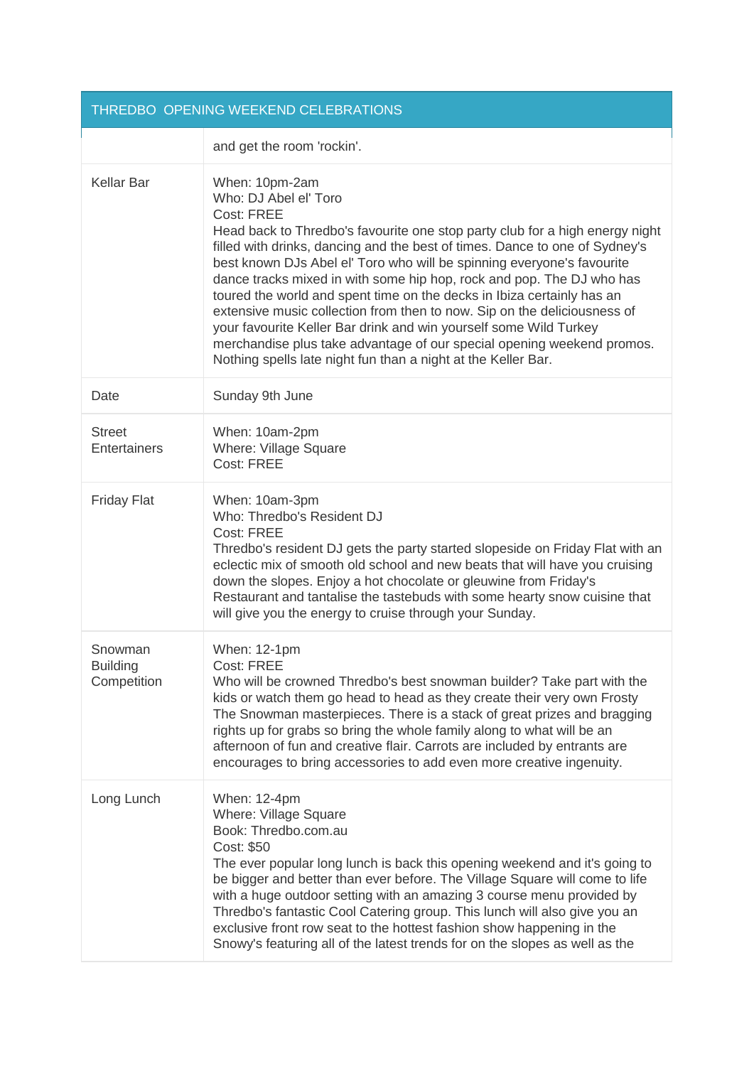| THREDBO  OPENING WEEKEND CELEBRATIONS | |
|---|---|
| | and get the room 'rockin'. |
| Kellar Bar | When: 10pm-2am<br>Who: DJ Abel el' Toro<br>Cost: FREE<br>Head back to Thredbo's favourite one stop party club for a high energy night filled with drinks, dancing and the best of times. Dance to one of Sydney's best known DJs Abel el' Toro who will be spinning everyone's favourite dance tracks mixed in with some hip hop, rock and pop. The DJ who has toured the world and spent time on the decks in Ibiza certainly has an extensive music collection from then to now. Sip on the deliciousness of your favourite Keller Bar drink and win yourself some Wild Turkey merchandise plus take advantage of our special opening weekend promos. Nothing spells late night fun than a night at the Keller Bar. |
| Date | Sunday 9th June |
| Street Entertainers | When: 10am-2pm<br>Where: Village Square<br>Cost: FREE |
| Friday Flat | When: 10am-3pm<br>Who: Thredbo's Resident DJ<br>Cost: FREE<br>Thredbo's resident DJ gets the party started slopeside on Friday Flat with an eclectic mix of smooth old school and new beats that will have you cruising down the slopes. Enjoy a hot chocolate or gleuwine from Friday's Restaurant and tantalise the tastebuds with some hearty snow cuisine that will give you the energy to cruise through your Sunday. |
| Snowman Building Competition | When: 12-1pm<br>Cost: FREE<br>Who will be crowned Thredbo's best snowman builder? Take part with the kids or watch them go head to head as they create their very own Frosty The Snowman masterpieces. There is a stack of great prizes and bragging rights up for grabs so bring the whole family along to what will be an afternoon of fun and creative flair. Carrots are included by entrants are encourages to bring accessories to add even more creative ingenuity. |
| Long Lunch | When: 12-4pm<br>Where: Village Square<br>Book: Thredbo.com.au<br>Cost: $50<br>The ever popular long lunch is back this opening weekend and it's going to be bigger and better than ever before. The Village Square will come to life with a huge outdoor setting with an amazing 3 course menu provided by Thredbo's fantastic Cool Catering group. This lunch will also give you an exclusive front row seat to the hottest fashion show happening in the Snowy's featuring all of the latest trends for on the slopes as well as the |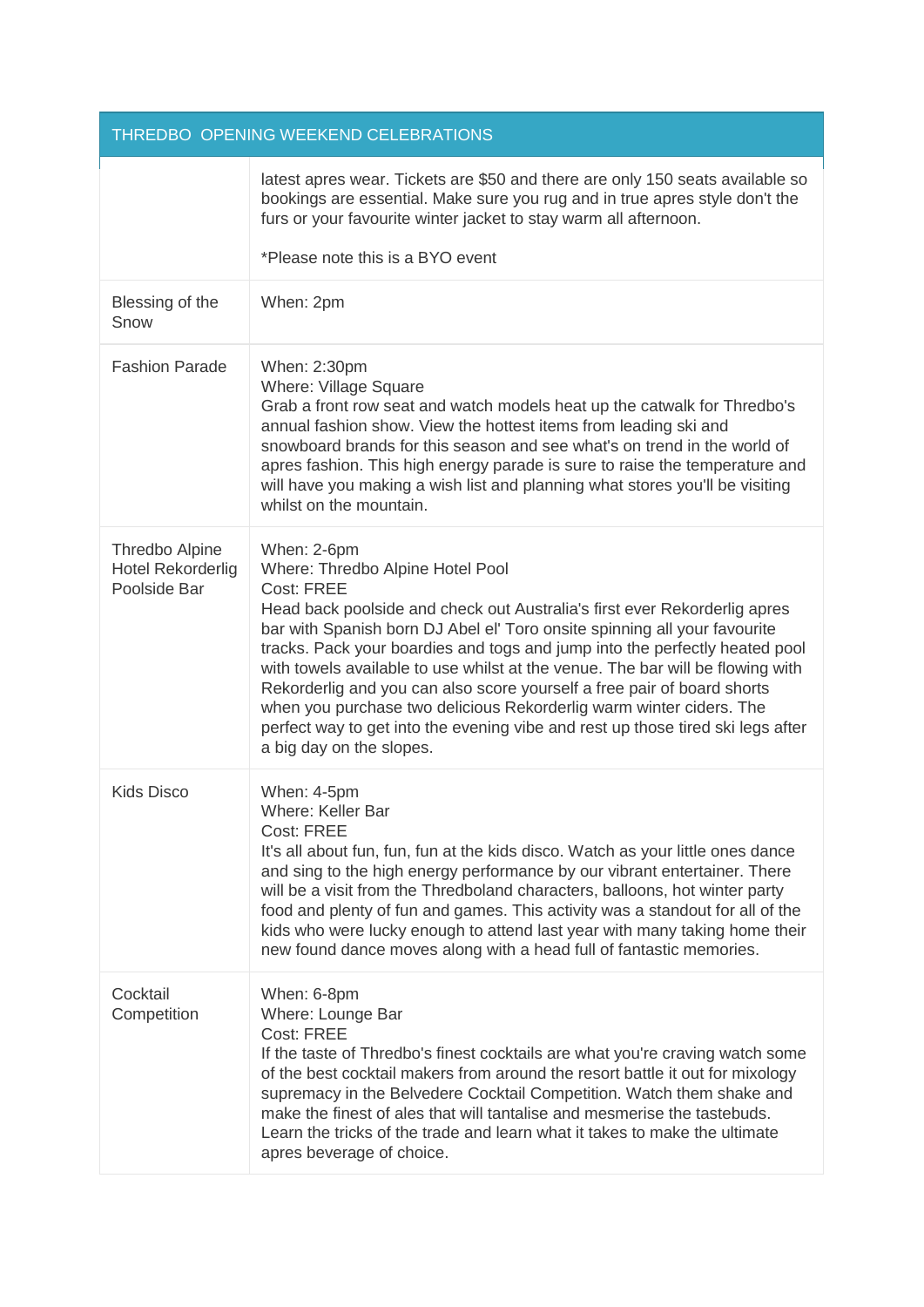| THREDBO OPENING WEEKEND CELEBRATIONS | |
|---|---|
| | latest apres wear. Tickets are $50 and there are only 150 seats available so bookings are essential. Make sure you rug and in true apres style don't the furs or your favourite winter jacket to stay warm all afternoon.<br><br>*Please note this is a BYO event |
| Blessing of the Snow | When: 2pm |
| Fashion Parade | When: 2:30pm<br>Where: Village Square<br>Grab a front row seat and watch models heat up the catwalk for Thredbo's annual fashion show. View the hottest items from leading ski and snowboard brands for this season and see what's on trend in the world of apres fashion. This high energy parade is sure to raise the temperature and will have you making a wish list and planning what stores you'll be visiting whilst on the mountain. |
| Thredbo Alpine Hotel Rekorderlig Poolside Bar | When: 2-6pm<br>Where: Thredbo Alpine Hotel Pool<br>Cost: FREE<br>Head back poolside and check out Australia's first ever Rekorderlig apres bar with Spanish born DJ Abel el' Toro onsite spinning all your favourite tracks. Pack your boardies and togs and jump into the perfectly heated pool with towels available to use whilst at the venue. The bar will be flowing with Rekorderlig and you can also score yourself a free pair of board shorts when you purchase two delicious Rekorderlig warm winter ciders. The perfect way to get into the evening vibe and rest up those tired ski legs after a big day on the slopes. |
| Kids Disco | When: 4-5pm<br>Where: Keller Bar<br>Cost: FREE<br>It's all about fun, fun, fun at the kids disco. Watch as your little ones dance and sing to the high energy performance by our vibrant entertainer. There will be a visit from the Thredboland characters, balloons, hot winter party food and plenty of fun and games. This activity was a standout for all of the kids who were lucky enough to attend last year with many taking home their new found dance moves along with a head full of fantastic memories. |
| Cocktail Competition | When: 6-8pm<br>Where: Lounge Bar<br>Cost: FREE<br>If the taste of Thredbo's finest cocktails are what you're craving watch some of the best cocktail makers from around the resort battle it out for mixology supremacy in the Belvedere Cocktail Competition. Watch them shake and make the finest of ales that will tantalise and mesmerise the tastebuds. Learn the tricks of the trade and learn what it takes to make the ultimate apres beverage of choice. |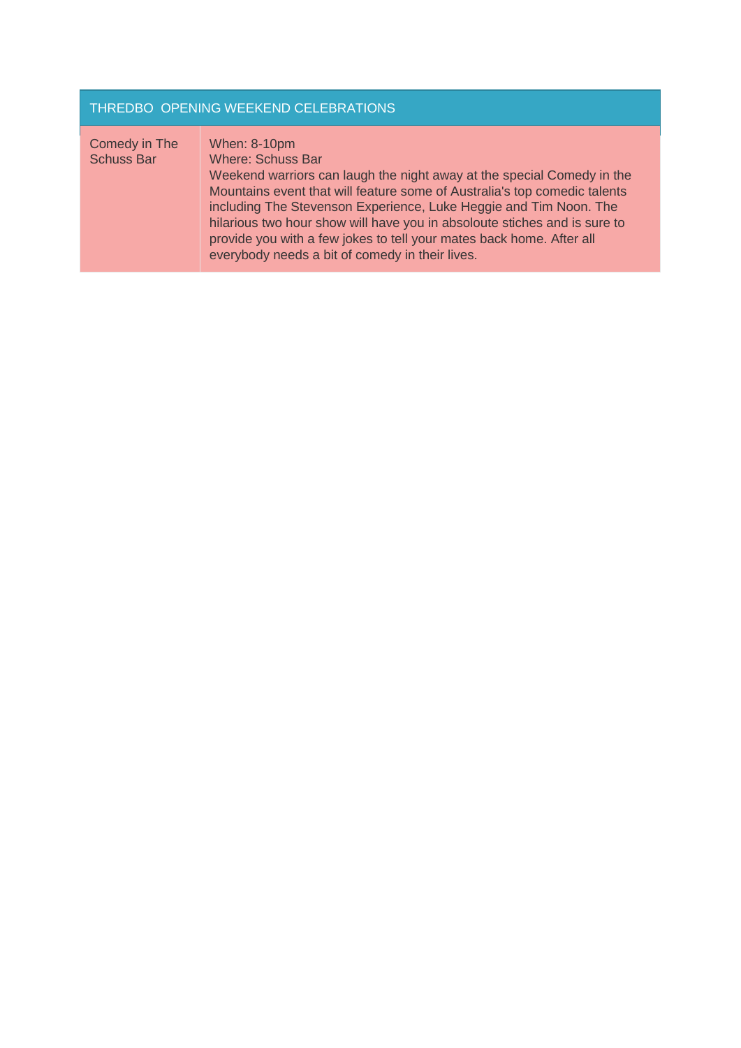| THREDBO OPENING WEEKEND CELEBRATIONS | |
|---|---|
| Comedy in The Schuss Bar | When: 8-10pm<br>Where: Schuss Bar<br>Weekend warriors can laugh the night away at the special Comedy in the Mountains event that will feature some of Australia's top comedic talents including The Stevenson Experience, Luke Heggie and Tim Noon. The hilarious two hour show will have you in absoloute stiches and is sure to provide you with a few jokes to tell your mates back home. After all everybody needs a bit of comedy in their lives. |